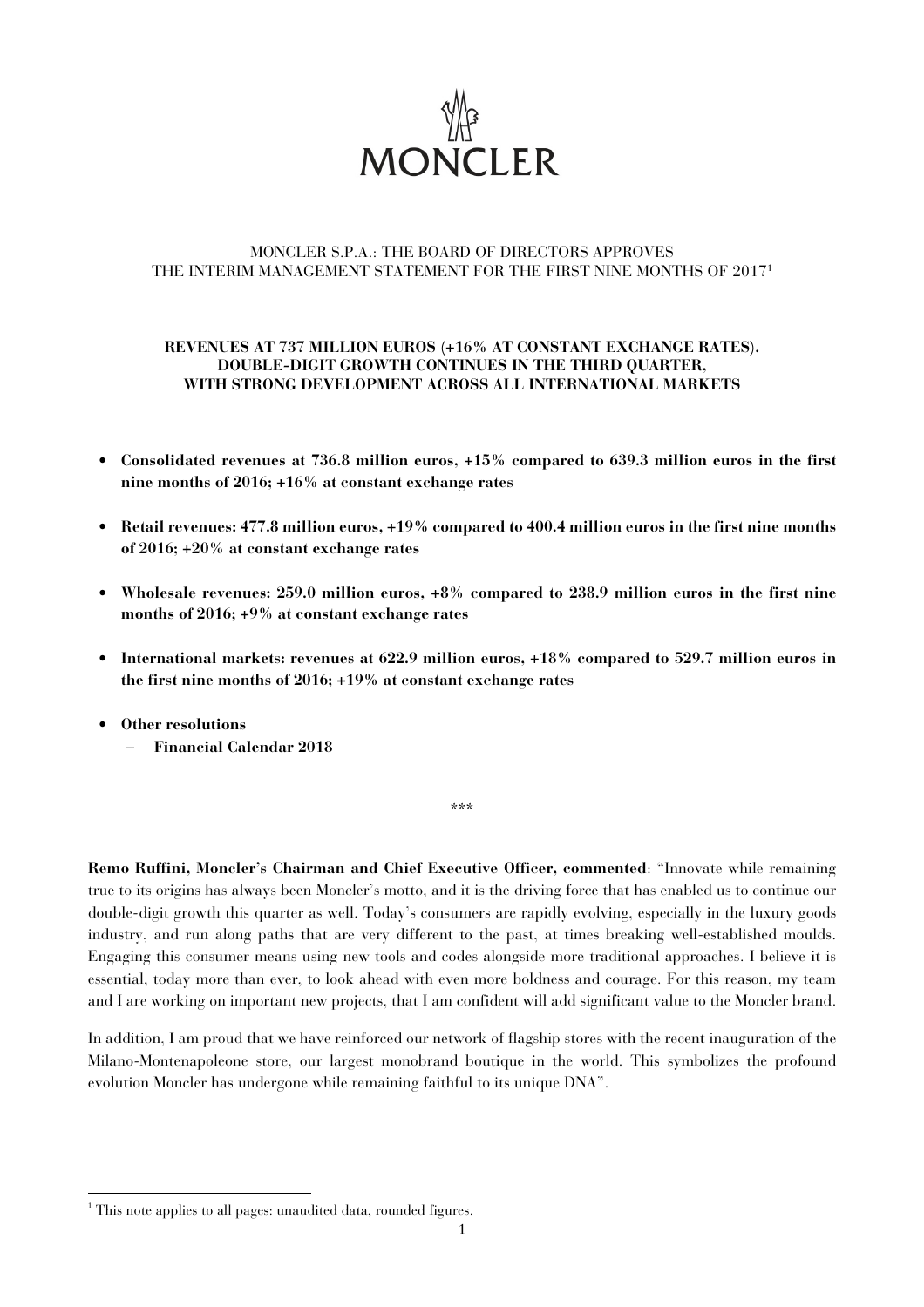MONCLER

# MONCLER S.P.A.: THE BOARD OF DIRECTORS APPROVES THE INTERIM MANAGEMENT STATEMENT FOR THE FIRST NINE MONTHS OF 2017[1]

## REVENUES AT 737 MILLION EUROS (+16% AT CONSTANT EXCHANGE RATES). DOUBLE-DIGIT GROWTH CONTINUES IN THE THIRD QUARTER, WITH STRONG DEVELOPMENT ACROSS ALL INTERNATIONAL MARKETS

- **Consolidated revenues at 736.8 million euros, +15% compared to 639.3 million euros in the first nine months of 2016; +16% at constant exchange rates**
- **Retail revenues: 477.8 million euros, +19% compared to 400.4 million euros in the first nine months of 2016; +20% at constant exchange rates**
- **Wholesale revenues: 259.0 million euros, +8% compared to 238.9 million euros in the first nine months of 2016; +9% at constant exchange rates**
- **International markets: revenues at 622.9 million euros, +18% compared to 529.7 million euros in the first nine months of 2016; +19% at constant exchange rates**
- **Other resolutions**
  - **Financial Calendar 2018**

\*\*\*

**Remo Ruffini, Moncler's Chairman and Chief Executive Officer, commented**: "Innovate while remaining true to its origins has always been Moncler's motto, and it is the driving force that has enabled us to continue our double-digit growth this quarter as well. Today's consumers are rapidly evolving, especially in the luxury goods industry, and run along paths that are very different to the past, at times breaking well-established moulds. Engaging this consumer means using new tools and codes alongside more traditional approaches. I believe it is essential, today more than ever, to look ahead with even more boldness and courage. For this reason, my team and I are working on important new projects, that I am confident will add significant value to the Moncler brand.

In addition, I am proud that we have reinforced our network of flagship stores with the recent inauguration of the Milano-Montenapoleone store, our largest monobrand boutique in the world. This symbolizes the profound evolution Moncler has undergone while remaining faithful to its unique DNA".

[1] This note applies to all pages: unaudited data, rounded figures.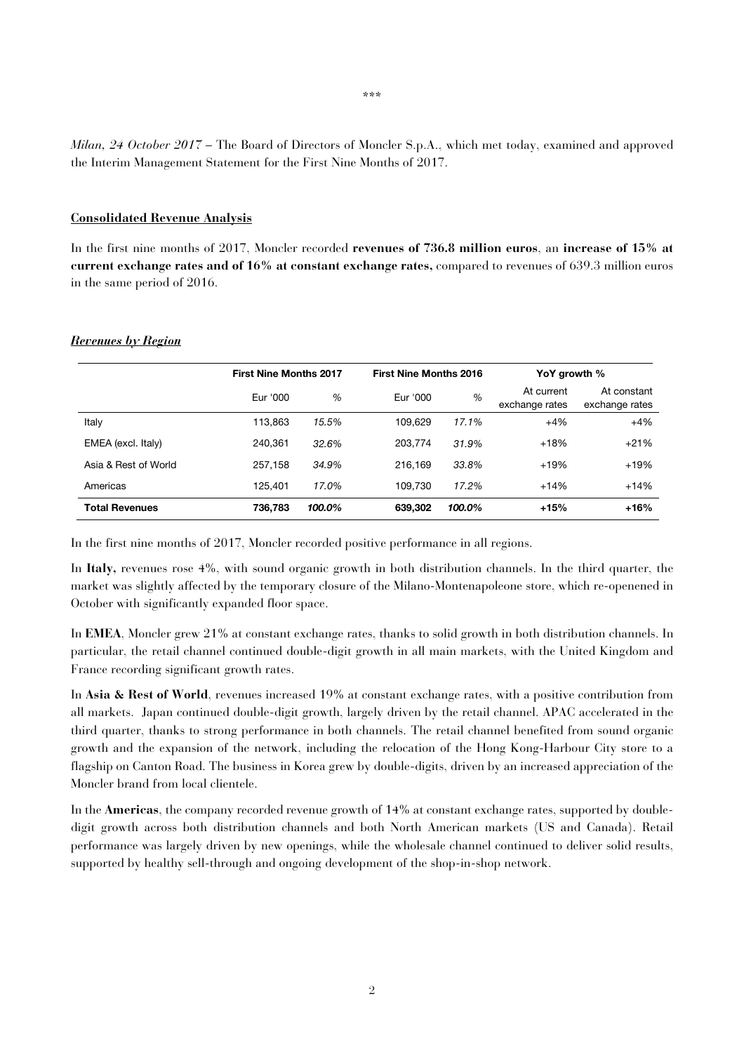\*\*\*

*Milan, 24 October 2017* – The Board of Directors of Moncler S.p.A., which met today, examined and approved the Interim Management Statement for the First Nine Months of 2017.

**Consolidated Revenue Analysis**

In the first nine months of 2017, Moncler recorded **revenues of 736.8 million euros**, an **increase of 15% at current exchange rates and of 16% at constant exchange rates,** compared to revenues of 639.3 million euros in the same period of 2016.

***Revenues by Region***

| | First Nine Months 2017 | | First Nine Months 2016 | | YoY growth % | |
|---|---|---|---|---|---|---|
| | Eur '000 | % | Eur '000 | % | At current exchange rates | At constant exchange rates |
| Italy | 113,863 | *15.5%* | 109,629 | *17.1%* | +4% | +4% |
| EMEA (excl. Italy) | 240,361 | *32.6%* | 203,774 | *31.9%* | +18% | +21% |
| Asia & Rest of World | 257,158 | *34.9%* | 216,169 | *33.8%* | +19% | +19% |
| Americas | 125,401 | *17.0%* | 109,730 | *17.2%* | +14% | +14% |
| **Total Revenues** | **736,783** | ***100.0%*** | **639,302** | ***100.0%*** | **+15%** | **+16%** |

In the first nine months of 2017, Moncler recorded positive performance in all regions.

In **Italy,** revenues rose 4%, with sound organic growth in both distribution channels. In the third quarter, the market was slightly affected by the temporary closure of the Milano-Montenapoleone store, which re-opened in October with significantly expanded floor space.

In **EMEA**, Moncler grew 21% at constant exchange rates, thanks to solid growth in both distribution channels. In particular, the retail channel continued double-digit growth in all main markets, with the United Kingdom and France recording significant growth rates.

In **Asia & Rest of World**, revenues increased 19% at constant exchange rates, with a positive contribution from all markets. Japan continued double-digit growth, largely driven by the retail channel. APAC accelerated in the third quarter, thanks to strong performance in both channels. The retail channel benefited from sound organic growth and the expansion of the network, including the relocation of the Hong Kong-Harbour City store to a flagship on Canton Road. The business in Korea grew by double-digits, driven by an increased appreciation of the Moncler brand from local clientele.

In the **Americas**, the company recorded revenue growth of 14% at constant exchange rates, supported by double-digit growth across both distribution channels and both North American markets (US and Canada). Retail performance was largely driven by new openings, while the wholesale channel continued to deliver solid results, supported by healthy sell-through and ongoing development of the shop-in-shop network.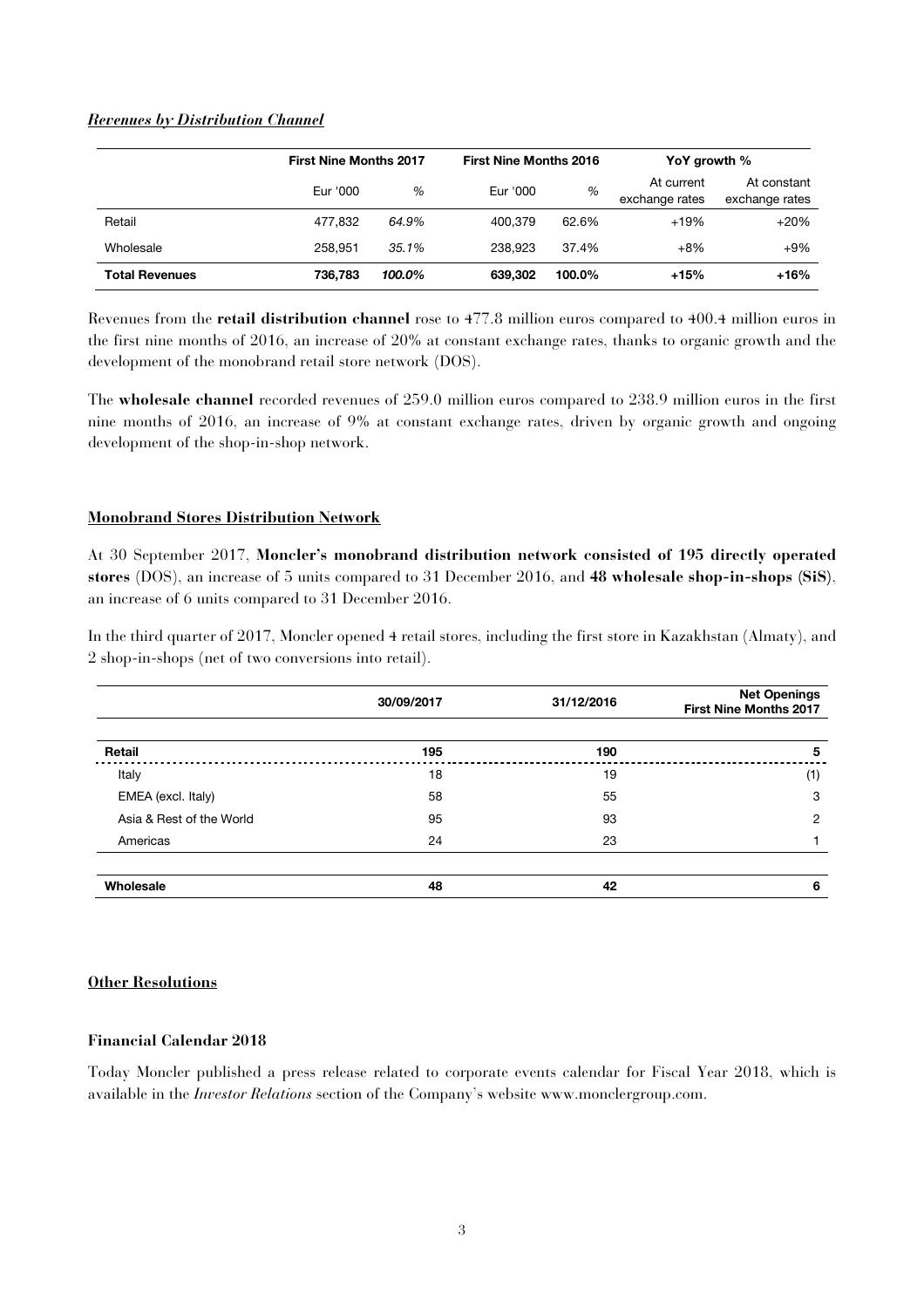***Revenues by Distribution Channel***

| | First Nine Months 2017 | | First Nine Months 2016 | | YoY growth % | |
|---|---|---|---|---|---|---|
| | Eur '000 | % | Eur '000 | % | At current exchange rates | At constant exchange rates |
| Retail | 477,832 | *64.9%* | 400,379 | 62.6% | +19% | +20% |
| Wholesale | 258,951 | *35.1%* | 238,923 | 37.4% | +8% | +9% |
| **Total Revenues** | **736,783** | ***100.0%*** | **639,302** | **100.0%** | **+15%** | **+16%** |

Revenues from the **retail distribution channel** rose to 477.8 million euros compared to 400.4 million euros in the first nine months of 2016, an increase of 20% at constant exchange rates, thanks to organic growth and the development of the monobrand retail store network (DOS).

The **wholesale channel** recorded revenues of 259.0 million euros compared to 238.9 million euros in the first nine months of 2016, an increase of 9% at constant exchange rates, driven by organic growth and ongoing development of the shop-in-shop network.

## Monobrand Stores Distribution Network

At 30 September 2017, **Moncler's monobrand distribution network consisted of 195 directly operated stores** (DOS), an increase of 5 units compared to 31 December 2016, and **48 wholesale shop-in-shops (SiS)**, an increase of 6 units compared to 31 December 2016.

In the third quarter of 2017, Moncler opened 4 retail stores, including the first store in Kazakhstan (Almaty), and 2 shop-in-shops (net of two conversions into retail).

| | 30/09/2017 | 31/12/2016 | Net Openings First Nine Months 2017 |
|---|---|---|---|
| **Retail** | **195** | **190** | **5** |
| Italy | 18 | 19 | (1) |
| EMEA (excl. Italy) | 58 | 55 | 3 |
| Asia & Rest of the World | 95 | 93 | 2 |
| Americas | 24 | 23 | 1 |
| **Wholesale** | **48** | **42** | **6** |

## Other Resolutions

### Financial Calendar 2018

Today Moncler published a press release related to corporate events calendar for Fiscal Year 2018, which is available in the *Investor Relations* section of the Company's website www.monclergroup.com.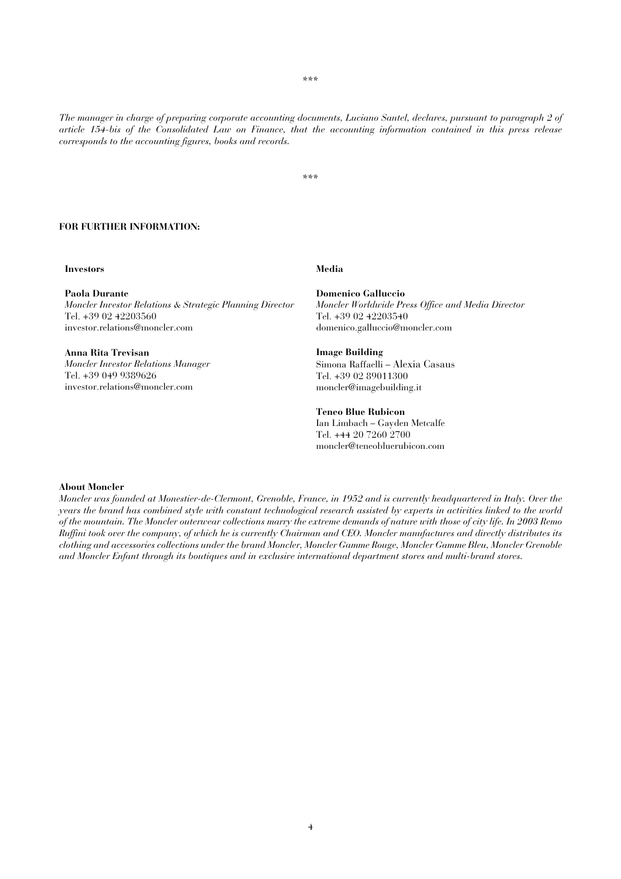\*\*\*

*The manager in charge of preparing corporate accounting documents, Luciano Santel, declares, pursuant to paragraph 2 of article 154-bis of the Consolidated Law on Finance, that the accounting information contained in this press release corresponds to the accounting figures, books and records.*

\*\*\*

**FOR FURTHER INFORMATION:**

**Investors**

**Paola Durante**
*Moncler Investor Relations & Strategic Planning Director*
Tel. +39 02 42203560
investor.relations@moncler.com

**Anna Rita Trevisan**
*Moncler Investor Relations Manager*
Tel. +39 049 9389626
investor.relations@moncler.com

**Media**

**Domenico Galluccio**
*Moncler Worldwide Press Office and Media Director*
Tel. +39 02 42203540
domenico.galluccio@moncler.com

**Image Building**
Simona Raffaelli – Alexia Casaus
Tel. +39 02 89011300
moncler@imagebuilding.it

**Teneo Blue Rubicon**
Ian Limbach – Gayden Metcalfe
Tel. +44 20 7260 2700
moncler@teneobluerubicon.com

**About Moncler**

*Moncler was founded at Monestier-de-Clermont, Grenoble, France, in 1952 and is currently headquartered in Italy. Over the years the brand has combined style with constant technological research assisted by experts in activities linked to the world of the mountain. The Moncler outerwear collections marry the extreme demands of nature with those of city life. In 2003 Remo Ruffini took over the company, of which he is currently Chairman and CEO. Moncler manufactures and directly distributes its clothing and accessories collections under the brand Moncler, Moncler Gamme Rouge, Moncler Gamme Bleu, Moncler Grenoble and Moncler Enfant through its boutiques and in exclusive international department stores and multi-brand stores.*